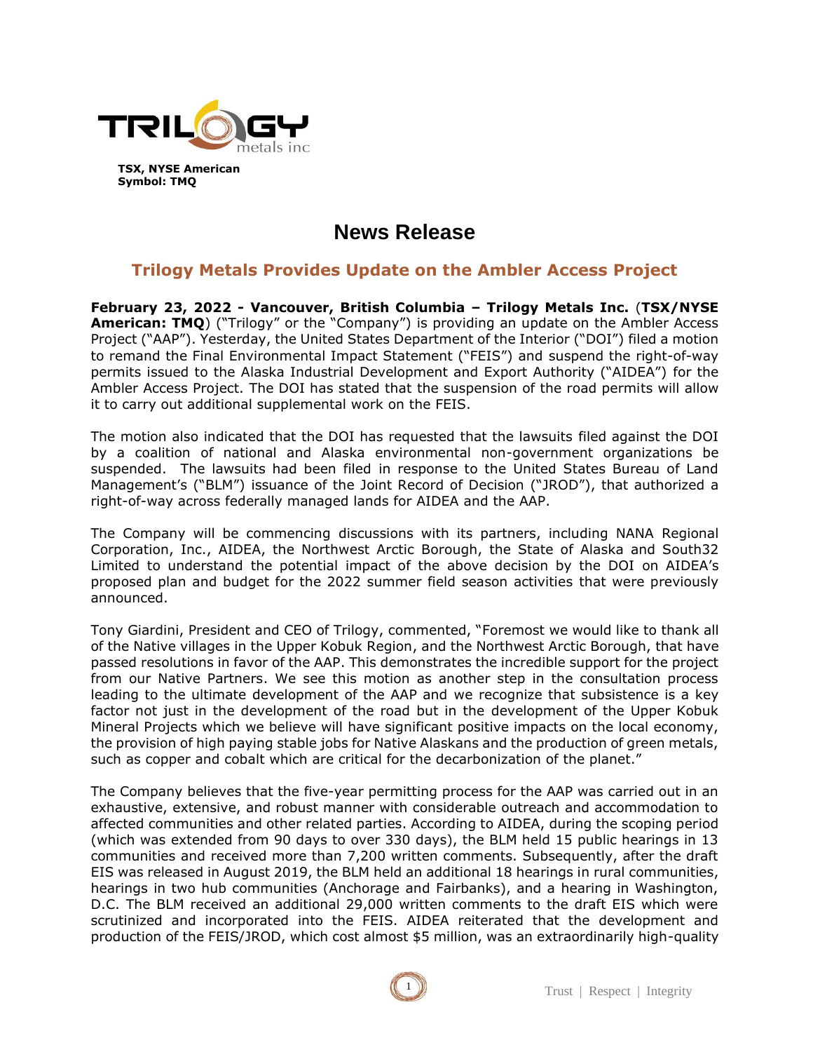TSX, NYSE American
Symbol: TMQ

# News Release

## Trilogy Metals Provides Update on the Ambler Access Project

**February 23, 2022 - Vancouver, British Columbia – Trilogy Metals Inc.** (**TSX/NYSE American: TMQ**) ("Trilogy" or the "Company") is providing an update on the Ambler Access Project ("AAP"). Yesterday, the United States Department of the Interior ("DOI") filed a motion to remand the Final Environmental Impact Statement ("FEIS") and suspend the right-of-way permits issued to the Alaska Industrial Development and Export Authority ("AIDEA") for the Ambler Access Project. The DOI has stated that the suspension of the road permits will allow it to carry out additional supplemental work on the FEIS.

The motion also indicated that the DOI has requested that the lawsuits filed against the DOI by a coalition of national and Alaska environmental non-government organizations be suspended. The lawsuits had been filed in response to the United States Bureau of Land Management's ("BLM") issuance of the Joint Record of Decision ("JROD"), that authorized a right-of-way across federally managed lands for AIDEA and the AAP.

The Company will be commencing discussions with its partners, including NANA Regional Corporation, Inc., AIDEA, the Northwest Arctic Borough, the State of Alaska and South32 Limited to understand the potential impact of the above decision by the DOI on AIDEA's proposed plan and budget for the 2022 summer field season activities that were previously announced.

Tony Giardini, President and CEO of Trilogy, commented, "Foremost we would like to thank all of the Native villages in the Upper Kobuk Region, and the Northwest Arctic Borough, that have passed resolutions in favor of the AAP. This demonstrates the incredible support for the project from our Native Partners. We see this motion as another step in the consultation process leading to the ultimate development of the AAP and we recognize that subsistence is a key factor not just in the development of the road but in the development of the Upper Kobuk Mineral Projects which we believe will have significant positive impacts on the local economy, the provision of high paying stable jobs for Native Alaskans and the production of green metals, such as copper and cobalt which are critical for the decarbonization of the planet."

The Company believes that the five-year permitting process for the AAP was carried out in an exhaustive, extensive, and robust manner with considerable outreach and accommodation to affected communities and other related parties. According to AIDEA, during the scoping period (which was extended from 90 days to over 330 days), the BLM held 15 public hearings in 13 communities and received more than 7,200 written comments. Subsequently, after the draft EIS was released in August 2019, the BLM held an additional 18 hearings in rural communities, hearings in two hub communities (Anchorage and Fairbanks), and a hearing in Washington, D.C. The BLM received an additional 29,000 written comments to the draft EIS which were scrutinized and incorporated into the FEIS. AIDEA reiterated that the development and production of the FEIS/JROD, which cost almost $5 million, was an extraordinarily high-quality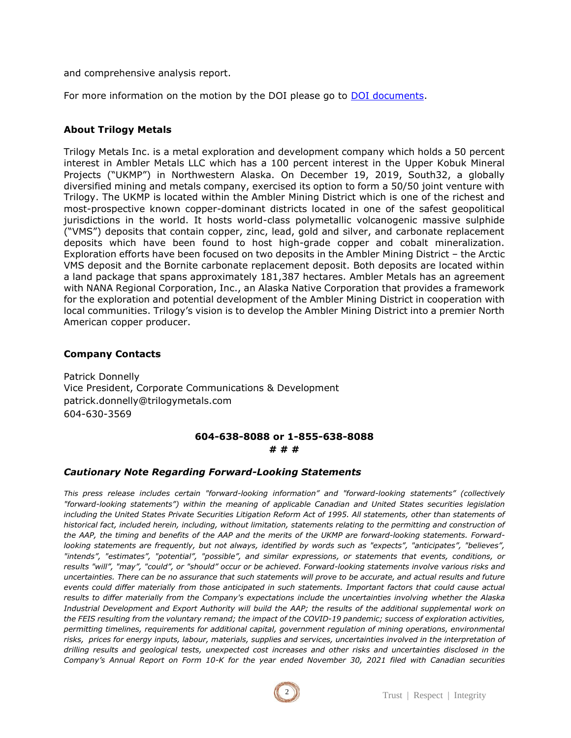and comprehensive analysis report.

For more information on the motion by the DOI please go to [DOI documents](#).

### About Trilogy Metals

Trilogy Metals Inc. is a metal exploration and development company which holds a 50 percent interest in Ambler Metals LLC which has a 100 percent interest in the Upper Kobuk Mineral Projects ("UKMP") in Northwestern Alaska. On December 19, 2019, South32, a globally diversified mining and metals company, exercised its option to form a 50/50 joint venture with Trilogy. The UKMP is located within the Ambler Mining District which is one of the richest and most-prospective known copper-dominant districts located in one of the safest geopolitical jurisdictions in the world. It hosts world-class polymetallic volcanogenic massive sulphide ("VMS") deposits that contain copper, zinc, lead, gold and silver, and carbonate replacement deposits which have been found to host high-grade copper and cobalt mineralization. Exploration efforts have been focused on two deposits in the Ambler Mining District – the Arctic VMS deposit and the Bornite carbonate replacement deposit. Both deposits are located within a land package that spans approximately 181,387 hectares. Ambler Metals has an agreement with NANA Regional Corporation, Inc., an Alaska Native Corporation that provides a framework for the exploration and potential development of the Ambler Mining District in cooperation with local communities. Trilogy's vision is to develop the Ambler Mining District into a premier North American copper producer.

### Company Contacts

Patrick Donnelly
Vice President, Corporate Communications & Development
patrick.donnelly@trilogymetals.com
604-630-3569

**604-638-8088 or 1-855-638-8088**

**# # #**

### *Cautionary Note Regarding Forward-Looking Statements*

*This press release includes certain "forward-looking information" and "forward-looking statements" (collectively "forward-looking statements") within the meaning of applicable Canadian and United States securities legislation including the United States Private Securities Litigation Reform Act of 1995. All statements, other than statements of historical fact, included herein, including, without limitation, statements relating to the permitting and construction of the AAP, the timing and benefits of the AAP and the merits of the UKMP are forward-looking statements. Forward-looking statements are frequently, but not always, identified by words such as "expects", "anticipates", "believes", "intends", "estimates", "potential", "possible", and similar expressions, or statements that events, conditions, or results "will", "may", "could", or "should" occur or be achieved. Forward-looking statements involve various risks and uncertainties. There can be no assurance that such statements will prove to be accurate, and actual results and future events could differ materially from those anticipated in such statements. Important factors that could cause actual results to differ materially from the Company's expectations include the uncertainties involving whether the Alaska Industrial Development and Export Authority will build the AAP; the results of the additional supplemental work on the FEIS resulting from the voluntary remand; the impact of the COVID-19 pandemic; success of exploration activities, permitting timelines, requirements for additional capital, government regulation of mining operations, environmental risks, prices for energy inputs, labour, materials, supplies and services, uncertainties involved in the interpretation of drilling results and geological tests, unexpected cost increases and other risks and uncertainties disclosed in the Company's Annual Report on Form 10-K for the year ended November 30, 2021 filed with Canadian securities*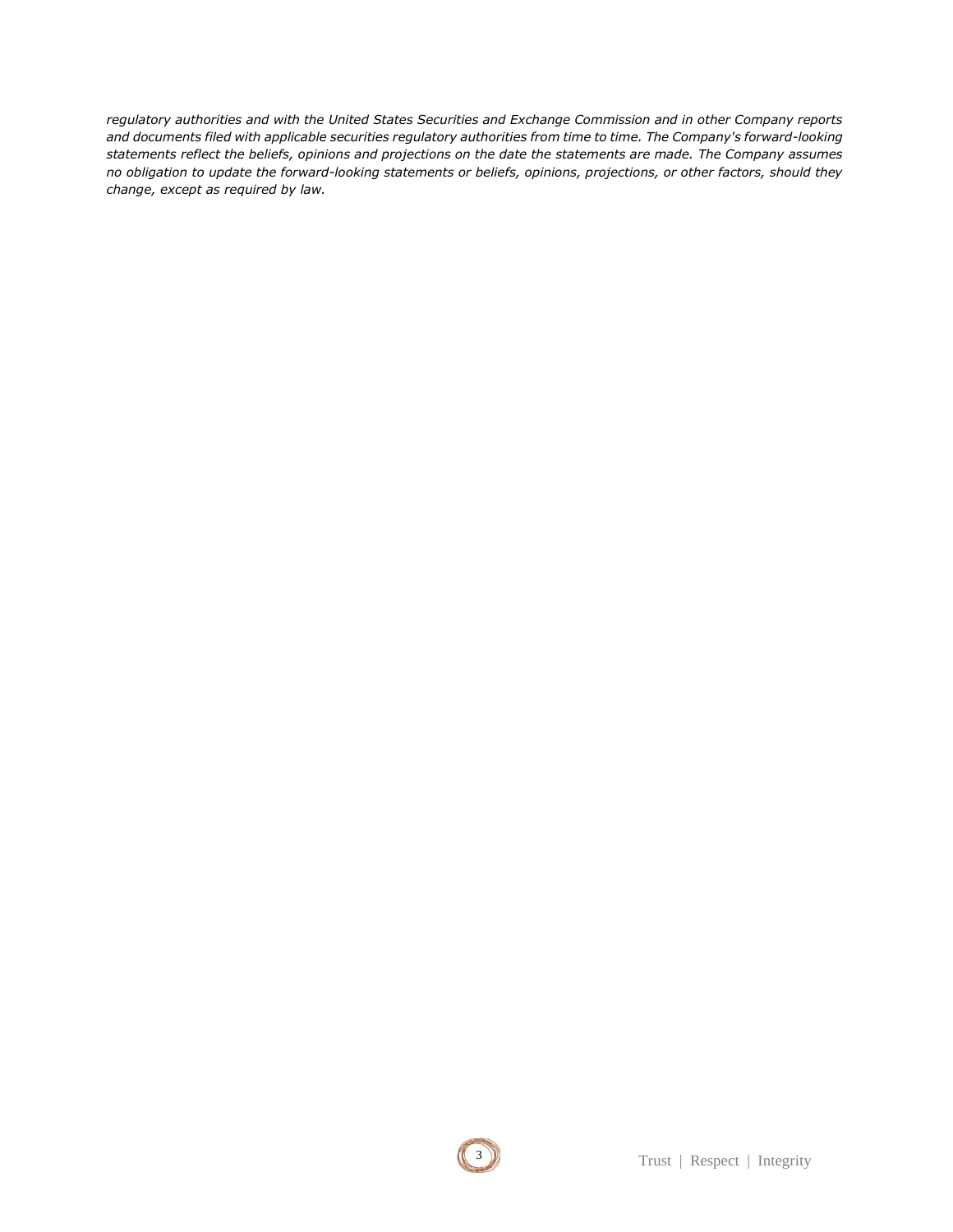*regulatory authorities and with the United States Securities and Exchange Commission and in other Company reports and documents filed with applicable securities regulatory authorities from time to time. The Company's forward-looking statements reflect the beliefs, opinions and projections on the date the statements are made. The Company assumes no obligation to update the forward-looking statements or beliefs, opinions, projections, or other factors, should they change, except as required by law.*